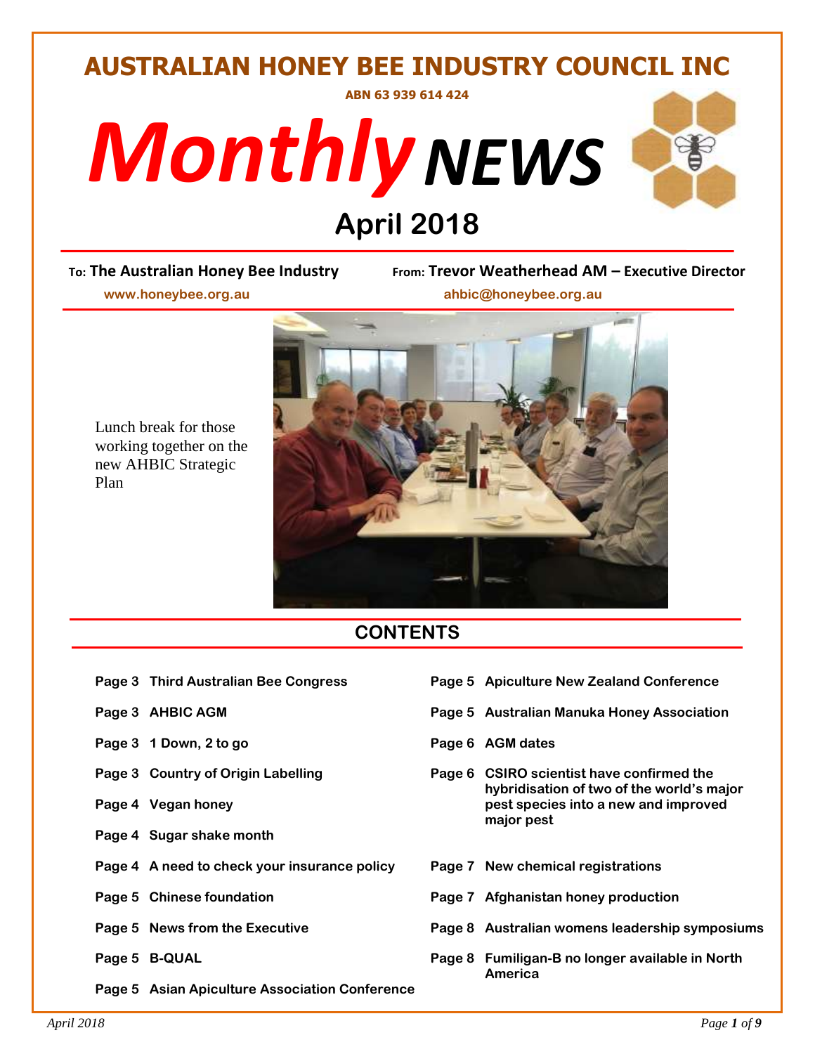# AUSTRALIAN HONEY BEE INDUSTRY COUNCIL INC

ABN 63 939 614 424

# *Monthly* NEWS

## April 2018

**To: The Australian Honey Bee Industry**
www.honeybee.org.au

**From: Trevor Weatherhead AM – Executive Director**
ahbic@honeybee.org.au

Lunch break for those working together on the new AHBIC Strategic Plan

## CONTENTS

| | |
|---|---|
| **Page 3** | **Third Australian Bee Congress** |
| **Page 3** | **AHBIC AGM** |
| **Page 3** | **1 Down, 2 to go** |
| **Page 3** | **Country of Origin Labelling** |
| **Page 4** | **Vegan honey** |
| **Page 4** | **Sugar shake month** |
| **Page 4** | **A need to check your insurance policy** |
| **Page 5** | **Chinese foundation** |
| **Page 5** | **News from the Executive** |
| **Page 5** | **B-QUAL** |
| **Page 5** | **Asian Apiculture Association Conference** |
| **Page 5** | **Apiculture New Zealand Conference** |
| **Page 5** | **Australian Manuka Honey Association** |
| **Page 6** | **AGM dates** |
| **Page 6** | **CSIRO scientist have confirmed the hybridisation of two of the world's major pest species into a new and improved major pest** |
| **Page 7** | **New chemical registrations** |
| **Page 7** | **Afghanistan honey production** |
| **Page 8** | **Australian womens leadership symposiums** |
| **Page 8** | **Fumiligan-B no longer available in North America** |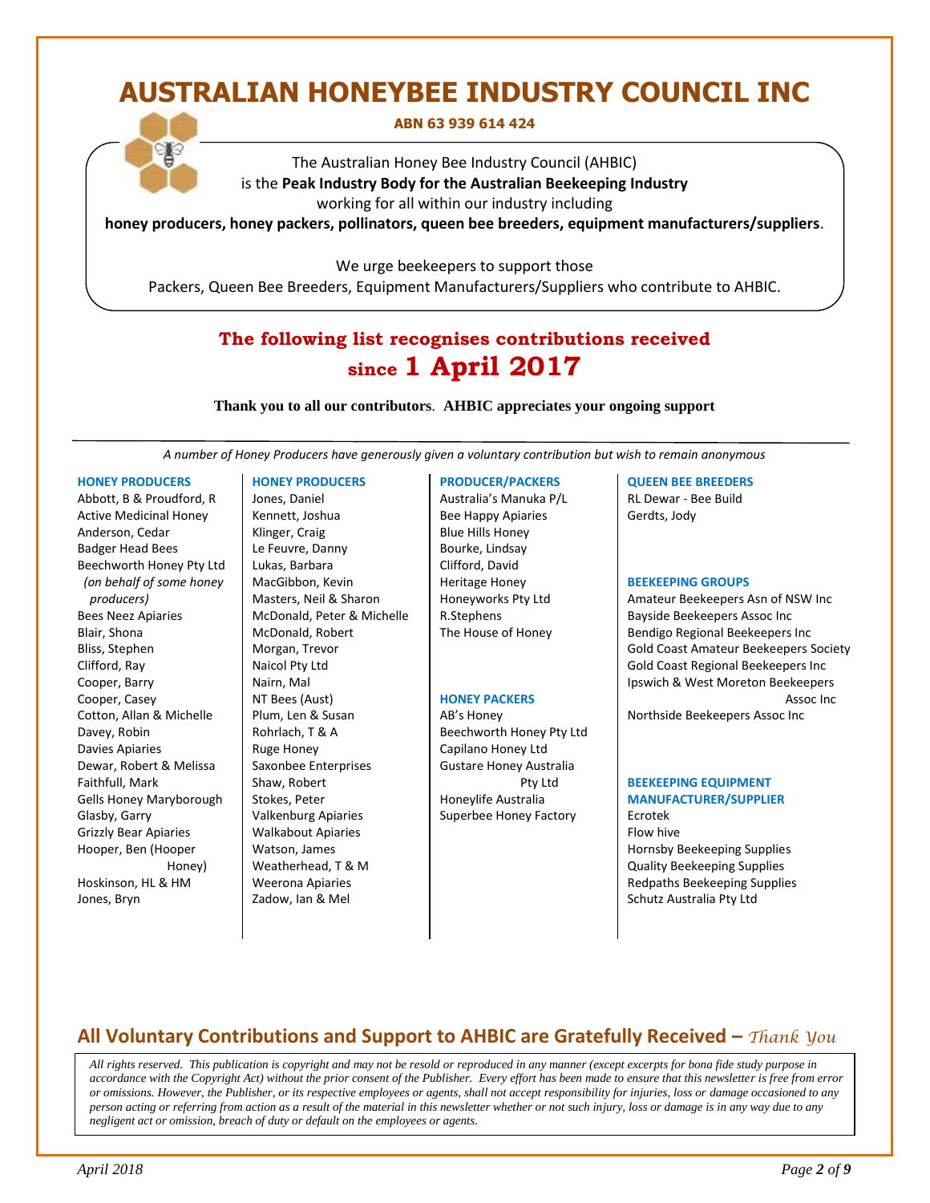# AUSTRALIAN HONEYBEE INDUSTRY COUNCIL INC

**ABN 63 939 614 424**

The Australian Honey Bee Industry Council (AHBIC)
is the **Peak Industry Body for the Australian Beekeeping Industry**
working for all within our industry including
**honey producers, honey packers, pollinators, queen bee breeders, equipment manufacturers/suppliers**.

We urge beekeepers to support those
Packers, Queen Bee Breeders, Equipment Manufacturers/Suppliers who contribute to AHBIC.

## The following list recognises contributions received since 1 April 2017

**Thank you to all our contributors**. **AHBIC appreciates your ongoing support**

*A number of Honey Producers have generously given a voluntary contribution but wish to remain anonymous*

### HONEY PRODUCERS

Abbott, B & Proudford, R
Active Medicinal Honey
Anderson, Cedar
Badger Head Bees
Beechworth Honey Pty Ltd *(on behalf of some honey producers)*
Bees Neez Apiaries
Blair, Shona
Bliss, Stephen
Clifford, Ray
Cooper, Barry
Cooper, Casey
Cotton, Allan & Michelle
Davey, Robin
Davies Apiaries
Dewar, Robert & Melissa
Faithfull, Mark
Gells Honey Maryborough
Glasby, Garry
Grizzly Bear Apiaries
Hooper, Ben (Hooper Honey)
Hoskinson, HL & HM
Jones, Bryn

### HONEY PRODUCERS

Jones, Daniel
Kennett, Joshua
Klinger, Craig
Le Feuvre, Danny
Lukas, Barbara
MacGibbon, Kevin
Masters, Neil & Sharon
McDonald, Peter & Michelle
McDonald, Robert
Morgan, Trevor
Naicol Pty Ltd
Nairn, Mal
NT Bees (Aust)
Plum, Len & Susan
Rohrlach, T & A
Ruge Honey
Saxonbee Enterprises
Shaw, Robert
Stokes, Peter
Valkenburg Apiaries
Walkabout Apiaries
Watson, James
Weatherhead, T & M
Weerona Apiaries
Zadow, Ian & Mel

### PRODUCER/PACKERS

Australia's Manuka P/L
Bee Happy Apiaries
Blue Hills Honey
Bourke, Lindsay
Clifford, David
Heritage Honey
Honeyworks Pty Ltd
R.Stephens
The House of Honey

### HONEY PACKERS

AB's Honey
Beechworth Honey Pty Ltd
Capilano Honey Ltd
Gustare Honey Australia Pty Ltd
Honeylife Australia
Superbee Honey Factory

### QUEEN BEE BREEDERS

RL Dewar - Bee Build
Gerdts, Jody

### BEEKEEPING GROUPS

Amateur Beekeepers Asn of NSW Inc
Bayside Beekeepers Assoc Inc
Bendigo Regional Beekeepers Inc
Gold Coast Amateur Beekeepers Society
Gold Coast Regional Beekeepers Inc
Ipswich & West Moreton Beekeepers Assoc Inc
Northside Beekeepers Assoc Inc

### BEEKEEPING EQUIPMENT MANUFACTURER/SUPPLIER

Ecrotek
Flow hive
Hornsby Beekeeping Supplies
Quality Beekeeping Supplies
Redpaths Beekeeping Supplies
Schutz Australia Pty Ltd

## All Voluntary Contributions and Support to AHBIC are Gratefully Received – *Thank You*

*All rights reserved. This publication is copyright and may not be resold or reproduced in any manner (except excerpts for bona fide study purpose in accordance with the Copyright Act) without the prior consent of the Publisher. Every effort has been made to ensure that this newsletter is free from error or omissions. However, the Publisher, or its respective employees or agents, shall not accept responsibility for injuries, loss or damage occasioned to any person acting or referring from action as a result of the material in this newsletter whether or not such injury, loss or damage is in any way due to any negligent act or omission, breach of duty or default on the employees or agents.*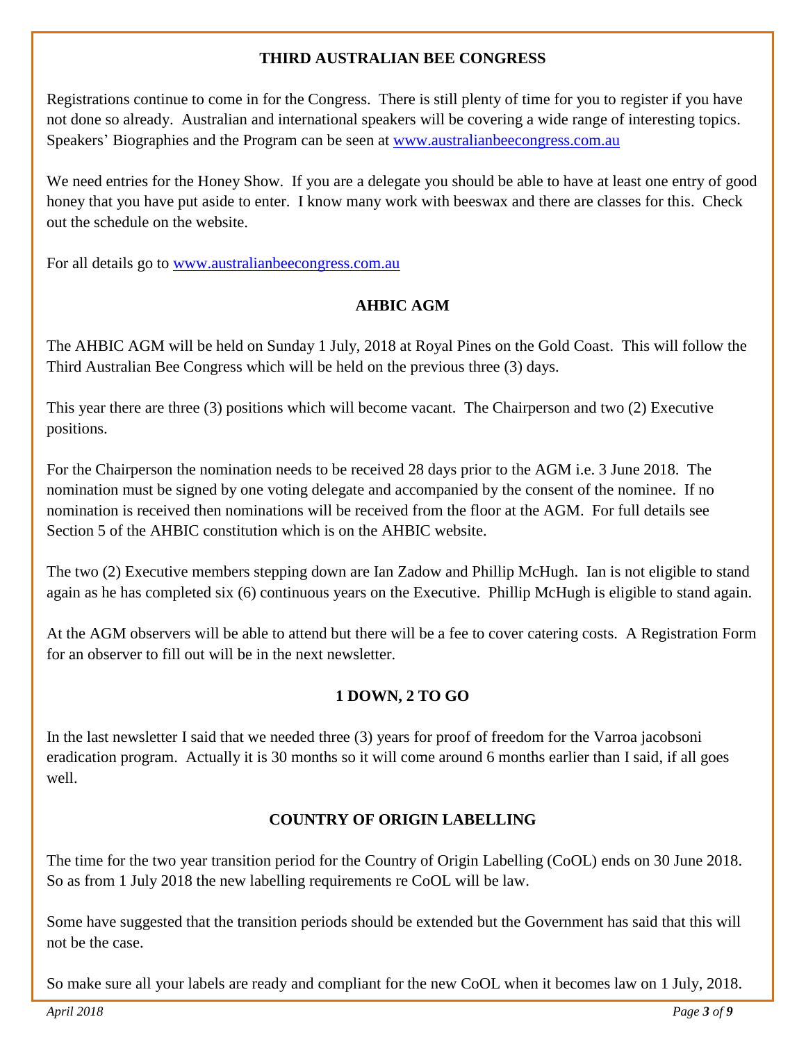## THIRD AUSTRALIAN BEE CONGRESS

Registrations continue to come in for the Congress. There is still plenty of time for you to register if you have not done so already. Australian and international speakers will be covering a wide range of interesting topics. Speakers' Biographies and the Program can be seen at [www.australianbeecongress.com.au](http://www.australianbeecongress.com.au)

We need entries for the Honey Show. If you are a delegate you should be able to have at least one entry of good honey that you have put aside to enter. I know many work with beeswax and there are classes for this. Check out the schedule on the website.

For all details go to [www.australianbeecongress.com.au](http://www.australianbeecongress.com.au)

## AHBIC AGM

The AHBIC AGM will be held on Sunday 1 July, 2018 at Royal Pines on the Gold Coast. This will follow the Third Australian Bee Congress which will be held on the previous three (3) days.

This year there are three (3) positions which will become vacant. The Chairperson and two (2) Executive positions.

For the Chairperson the nomination needs to be received 28 days prior to the AGM i.e. 3 June 2018. The nomination must be signed by one voting delegate and accompanied by the consent of the nominee. If no nomination is received then nominations will be received from the floor at the AGM. For full details see Section 5 of the AHBIC constitution which is on the AHBIC website.

The two (2) Executive members stepping down are Ian Zadow and Phillip McHugh. Ian is not eligible to stand again as he has completed six (6) continuous years on the Executive. Phillip McHugh is eligible to stand again.

At the AGM observers will be able to attend but there will be a fee to cover catering costs. A Registration Form for an observer to fill out will be in the next newsletter.

## 1 DOWN, 2 TO GO

In the last newsletter I said that we needed three (3) years for proof of freedom for the Varroa jacobsoni eradication program. Actually it is 30 months so it will come around 6 months earlier than I said, if all goes well.

## COUNTRY OF ORIGIN LABELLING

The time for the two year transition period for the Country of Origin Labelling (CoOL) ends on 30 June 2018. So as from 1 July 2018 the new labelling requirements re CoOL will be law.

Some have suggested that the transition periods should be extended but the Government has said that this will not be the case.

So make sure all your labels are ready and compliant for the new CoOL when it becomes law on 1 July, 2018.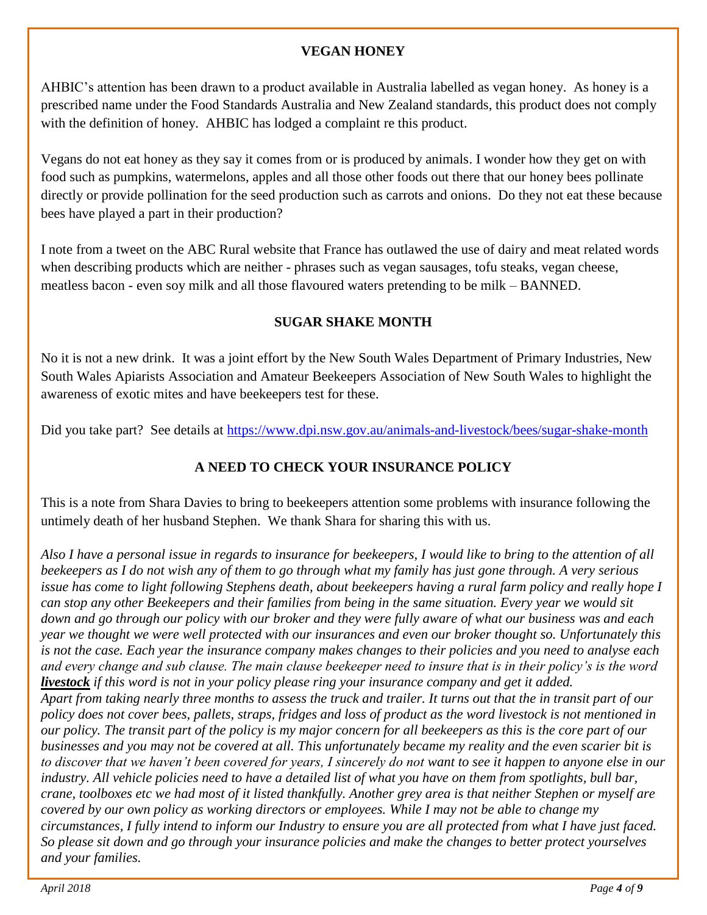## VEGAN HONEY

AHBIC's attention has been drawn to a product available in Australia labelled as vegan honey. As honey is a prescribed name under the Food Standards Australia and New Zealand standards, this product does not comply with the definition of honey. AHBIC has lodged a complaint re this product.

Vegans do not eat honey as they say it comes from or is produced by animals. I wonder how they get on with food such as pumpkins, watermelons, apples and all those other foods out there that our honey bees pollinate directly or provide pollination for the seed production such as carrots and onions. Do they not eat these because bees have played a part in their production?

I note from a tweet on the ABC Rural website that France has outlawed the use of dairy and meat related words when describing products which are neither - phrases such as vegan sausages, tofu steaks, vegan cheese, meatless bacon - even soy milk and all those flavoured waters pretending to be milk – BANNED.

## SUGAR SHAKE MONTH

No it is not a new drink. It was a joint effort by the New South Wales Department of Primary Industries, New South Wales Apiarists Association and Amateur Beekeepers Association of New South Wales to highlight the awareness of exotic mites and have beekeepers test for these.

Did you take part? See details at https://www.dpi.nsw.gov.au/animals-and-livestock/bees/sugar-shake-month

## A NEED TO CHECK YOUR INSURANCE POLICY

This is a note from Shara Davies to bring to beekeepers attention some problems with insurance following the untimely death of her husband Stephen. We thank Shara for sharing this with us.

*Also I have a personal issue in regards to insurance for beekeepers, I would like to bring to the attention of all beekeepers as I do not wish any of them to go through what my family has just gone through. A very serious issue has come to light following Stephens death, about beekeepers having a rural farm policy and really hope I can stop any other Beekeepers and their families from being in the same situation. Every year we would sit down and go through our policy with our broker and they were fully aware of what our business was and each year we thought we were well protected with our insurances and even our broker thought so. Unfortunately this is not the case. Each year the insurance company makes changes to their policies and you need to analyse each and every change and sub clause. The main clause beekeeper need to insure that is in their policy's is the word* ***livestock*** *if this word is not in your policy please ring your insurance company and get it added.*
*Apart from taking nearly three months to assess the truck and trailer. It turns out that the in transit part of our policy does not cover bees, pallets, straps, fridges and loss of product as the word livestock is not mentioned in our policy. The transit part of the policy is my major concern for all beekeepers as this is the core part of our businesses and you may not be covered at all. This unfortunately became my reality and the even scarier bit is to discover that we haven't been covered for years, I sincerely do not want to see it happen to anyone else in our industry. All vehicle policies need to have a detailed list of what you have on them from spotlights, bull bar, crane, toolboxes etc we had most of it listed thankfully. Another grey area is that neither Stephen or myself are covered by our own policy as working directors or employees. While I may not be able to change my circumstances, I fully intend to inform our Industry to ensure you are all protected from what I have just faced. So please sit down and go through your insurance policies and make the changes to better protect yourselves and your families.*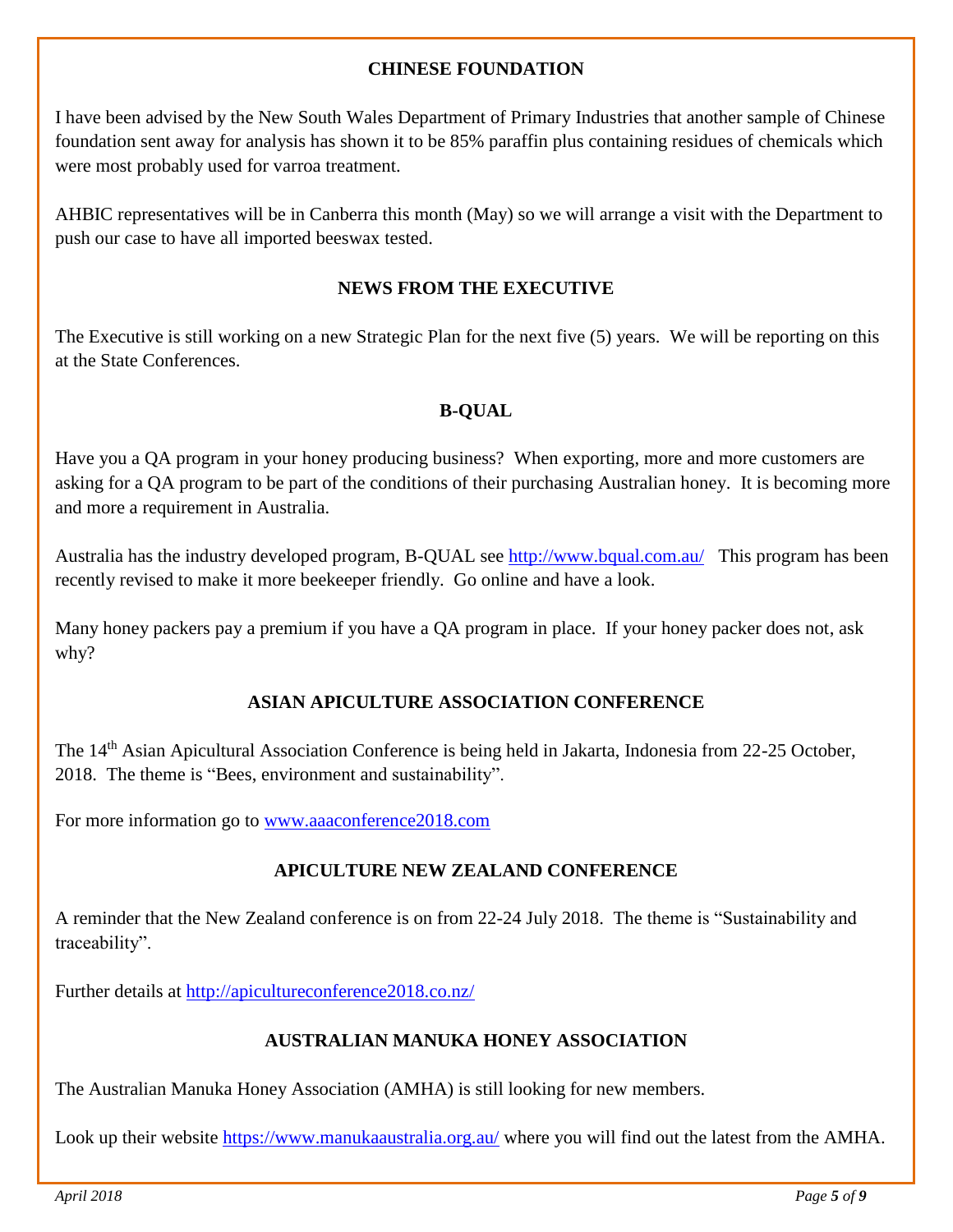## CHINESE FOUNDATION

I have been advised by the New South Wales Department of Primary Industries that another sample of Chinese foundation sent away for analysis has shown it to be 85% paraffin plus containing residues of chemicals which were most probably used for varroa treatment.

AHBIC representatives will be in Canberra this month (May) so we will arrange a visit with the Department to push our case to have all imported beeswax tested.

## NEWS FROM THE EXECUTIVE

The Executive is still working on a new Strategic Plan for the next five (5) years. We will be reporting on this at the State Conferences.

## B-QUAL

Have you a QA program in your honey producing business? When exporting, more and more customers are asking for a QA program to be part of the conditions of their purchasing Australian honey. It is becoming more and more a requirement in Australia.

Australia has the industry developed program, B-QUAL see http://www.bqual.com.au/ This program has been recently revised to make it more beekeeper friendly. Go online and have a look.

Many honey packers pay a premium if you have a QA program in place. If your honey packer does not, ask why?

## ASIAN APICULTURE ASSOCIATION CONFERENCE

The 14th Asian Apicultural Association Conference is being held in Jakarta, Indonesia from 22-25 October, 2018. The theme is "Bees, environment and sustainability".

For more information go to www.aaaconference2018.com

## APICULTURE NEW ZEALAND CONFERENCE

A reminder that the New Zealand conference is on from 22-24 July 2018. The theme is "Sustainability and traceability".

Further details at http://apicultureconference2018.co.nz/

## AUSTRALIAN MANUKA HONEY ASSOCIATION

The Australian Manuka Honey Association (AMHA) is still looking for new members.

Look up their website https://www.manukaaustralia.org.au/ where you will find out the latest from the AMHA.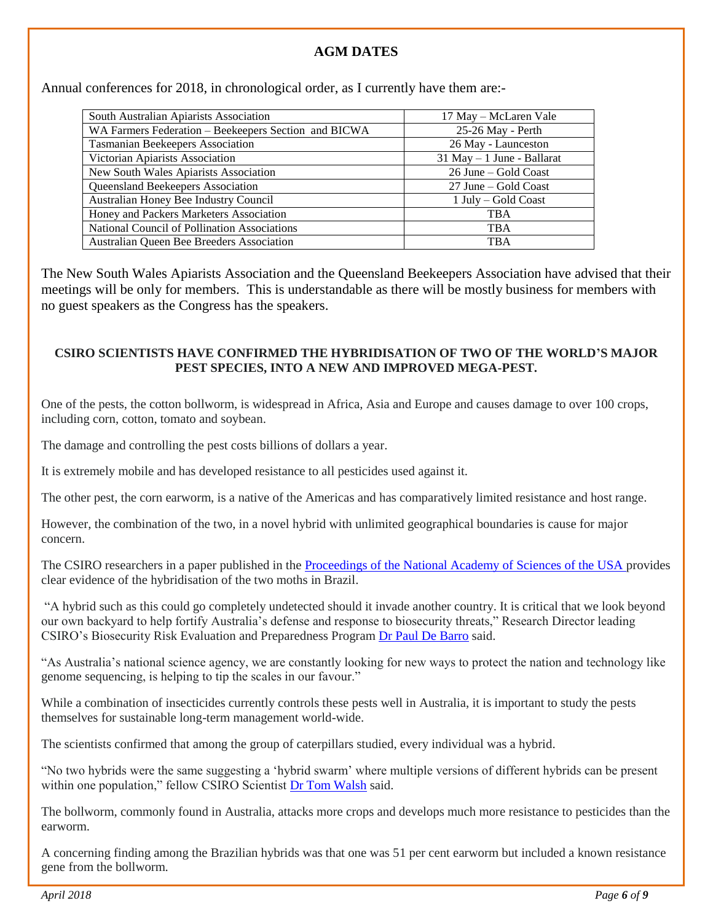## AGM DATES

Annual conferences for 2018, in chronological order, as I currently have them are:-

| | |
|---|---|
| South Australian Apiarists Association | 17 May – McLaren Vale |
| WA Farmers Federation – Beekeepers Section and BICWA | 25-26 May - Perth |
| Tasmanian Beekeepers Association | 26 May - Launceston |
| Victorian Apiarists Association | 31 May – 1 June - Ballarat |
| New South Wales Apiarists Association | 26 June – Gold Coast |
| Queensland Beekeepers Association | 27 June – Gold Coast |
| Australian Honey Bee Industry Council | 1 July – Gold Coast |
| Honey and Packers Marketers Association | TBA |
| National Council of Pollination Associations | TBA |
| Australian Queen Bee Breeders Association | TBA |

The New South Wales Apiarists Association and the Queensland Beekeepers Association have advised that their meetings will be only for members. This is understandable as there will be mostly business for members with no guest speakers as the Congress has the speakers.

## CSIRO SCIENTISTS HAVE CONFIRMED THE HYBRIDISATION OF TWO OF THE WORLD'S MAJOR PEST SPECIES, INTO A NEW AND IMPROVED MEGA-PEST.

One of the pests, the cotton bollworm, is widespread in Africa, Asia and Europe and causes damage to over 100 crops, including corn, cotton, tomato and soybean.

The damage and controlling the pest costs billions of dollars a year.

It is extremely mobile and has developed resistance to all pesticides used against it.

The other pest, the corn earworm, is a native of the Americas and has comparatively limited resistance and host range.

However, the combination of the two, in a novel hybrid with unlimited geographical boundaries is cause for major concern.

The CSIRO researchers in a paper published in the Proceedings of the National Academy of Sciences of the USA provides clear evidence of the hybridisation of the two moths in Brazil.

"A hybrid such as this could go completely undetected should it invade another country. It is critical that we look beyond our own backyard to help fortify Australia's defense and response to biosecurity threats," Research Director leading CSIRO's Biosecurity Risk Evaluation and Preparedness Program Dr Paul De Barro said.

"As Australia's national science agency, we are constantly looking for new ways to protect the nation and technology like genome sequencing, is helping to tip the scales in our favour."

While a combination of insecticides currently controls these pests well in Australia, it is important to study the pests themselves for sustainable long-term management world-wide.

The scientists confirmed that among the group of caterpillars studied, every individual was a hybrid.

"No two hybrids were the same suggesting a 'hybrid swarm' where multiple versions of different hybrids can be present within one population," fellow CSIRO Scientist Dr Tom Walsh said.

The bollworm, commonly found in Australia, attacks more crops and develops much more resistance to pesticides than the earworm.

A concerning finding among the Brazilian hybrids was that one was 51 per cent earworm but included a known resistance gene from the bollworm.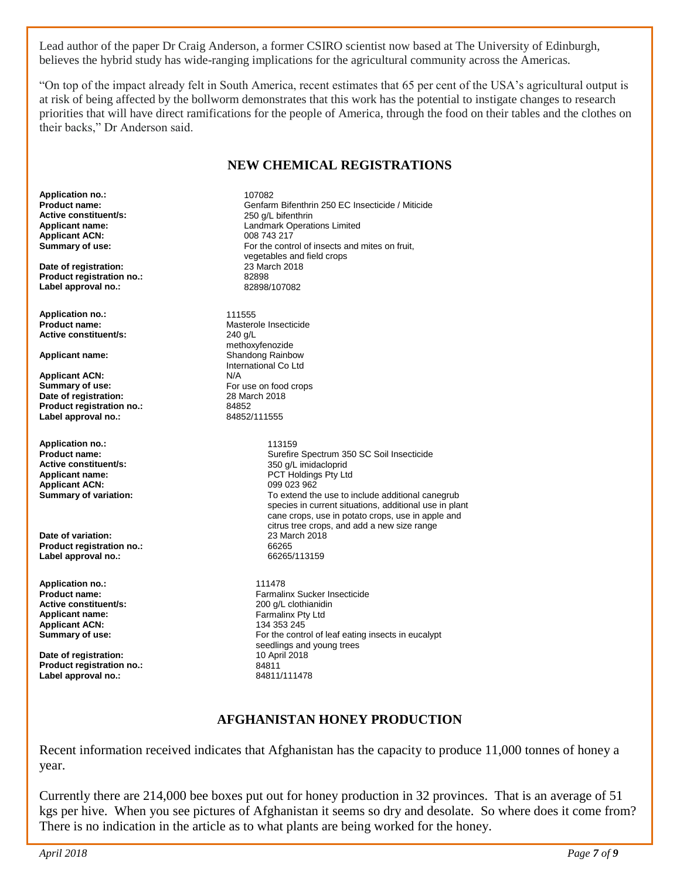Lead author of the paper Dr Craig Anderson, a former CSIRO scientist now based at The University of Edinburgh, believes the hybrid study has wide-ranging implications for the agricultural community across the Americas.

"On top of the impact already felt in South America, recent estimates that 65 per cent of the USA's agricultural output is at risk of being affected by the bollworm demonstrates that this work has the potential to instigate changes to research priorities that will have direct ramifications for the people of America, through the food on their tables and the clothes on their backs," Dr Anderson said.

## NEW CHEMICAL REGISTRATIONS

**Application no.:** 107082
**Product name:** Genfarm Bifenthrin 250 EC Insecticide / Miticide
**Active constituent/s:** 250 g/L bifenthrin
**Applicant name:** Landmark Operations Limited
**Applicant ACN:** 008 743 217
**Summary of use:** For the control of insects and mites on fruit, vegetables and field crops
**Date of registration:** 23 March 2018
**Product registration no.:** 82898
**Label approval no.:** 82898/107082

**Application no.:** 111555
**Product name:** Masterole Insecticide
**Active constituent/s:** 240 g/L methoxyfenozide
**Applicant name:** Shandong Rainbow International Co Ltd
**Applicant ACN:** N/A
**Summary of use:** For use on food crops
**Date of registration:** 28 March 2018
**Product registration no.:** 84852
**Label approval no.:** 84852/111555

**Application no.:** 113159
**Product name:** Surefire Spectrum 350 SC Soil Insecticide
**Active constituent/s:** 350 g/L imidacloprid
**Applicant name:** PCT Holdings Pty Ltd
**Applicant ACN:** 099 023 962
**Summary of variation:** To extend the use to include additional canegrub species in current situations, additional use in plant cane crops, use in potato crops, use in apple and citrus tree crops, and add a new size range
**Date of variation:** 23 March 2018
**Product registration no.:** 66265
**Label approval no.:** 66265/113159

**Application no.:** 111478
**Product name:** Farmalinx Sucker Insecticide
**Active constituent/s:** 200 g/L clothianidin
**Applicant name:** Farmalinx Pty Ltd
**Applicant ACN:** 134 353 245
**Summary of use:** For the control of leaf eating insects in eucalypt seedlings and young trees
**Date of registration:** 10 April 2018
**Product registration no.:** 84811
**Label approval no.:** 84811/111478

## AFGHANISTAN HONEY PRODUCTION

Recent information received indicates that Afghanistan has the capacity to produce 11,000 tonnes of honey a year.

Currently there are 214,000 bee boxes put out for honey production in 32 provinces. That is an average of 51 kgs per hive. When you see pictures of Afghanistan it seems so dry and desolate. So where does it come from? There is no indication in the article as to what plants are being worked for the honey.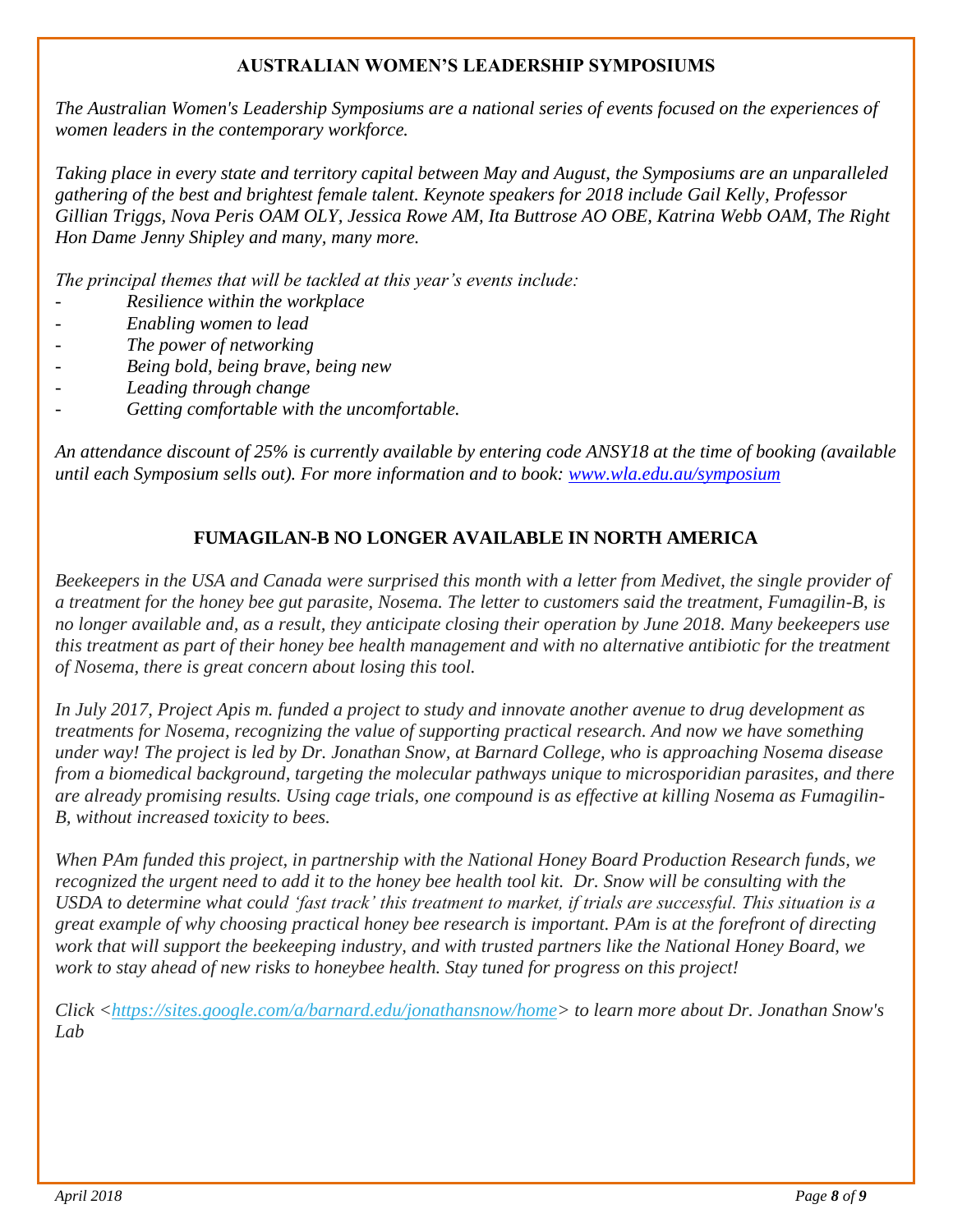## AUSTRALIAN WOMEN'S LEADERSHIP SYMPOSIUMS

*The Australian Women's Leadership Symposiums are a national series of events focused on the experiences of women leaders in the contemporary workforce.*

*Taking place in every state and territory capital between May and August, the Symposiums are an unparalleled gathering of the best and brightest female talent. Keynote speakers for 2018 include Gail Kelly, Professor Gillian Triggs, Nova Peris OAM OLY, Jessica Rowe AM, Ita Buttrose AO OBE, Katrina Webb OAM, The Right Hon Dame Jenny Shipley and many, many more.*

*The principal themes that will be tackled at this year's events include:*

- *Resilience within the workplace*
- *Enabling women to lead*
- *The power of networking*
- *Being bold, being brave, being new*
- *Leading through change*
- *Getting comfortable with the uncomfortable.*

*An attendance discount of 25% is currently available by entering code ANSY18 at the time of booking (available until each Symposium sells out). For more information and to book: www.wla.edu.au/symposium*

## FUMAGILAN-B NO LONGER AVAILABLE IN NORTH AMERICA

*Beekeepers in the USA and Canada were surprised this month with a letter from Medivet, the single provider of a treatment for the honey bee gut parasite, Nosema. The letter to customers said the treatment, Fumagilin-B, is no longer available and, as a result, they anticipate closing their operation by June 2018. Many beekeepers use this treatment as part of their honey bee health management and with no alternative antibiotic for the treatment of Nosema, there is great concern about losing this tool.*

*In July 2017, Project Apis m. funded a project to study and innovate another avenue to drug development as treatments for Nosema, recognizing the value of supporting practical research. And now we have something under way! The project is led by Dr. Jonathan Snow, at Barnard College, who is approaching Nosema disease from a biomedical background, targeting the molecular pathways unique to microsporidian parasites, and there are already promising results. Using cage trials, one compound is as effective at killing Nosema as Fumagilin-B, without increased toxicity to bees.*

*When PAm funded this project, in partnership with the National Honey Board Production Research funds, we recognized the urgent need to add it to the honey bee health tool kit. Dr. Snow will be consulting with the USDA to determine what could 'fast track' this treatment to market, if trials are successful. This situation is a great example of why choosing practical honey bee research is important. PAm is at the forefront of directing work that will support the beekeeping industry, and with trusted partners like the National Honey Board, we work to stay ahead of new risks to honeybee health. Stay tuned for progress on this project!*

*Click <https://sites.google.com/a/barnard.edu/jonathansnow/home> to learn more about Dr. Jonathan Snow's Lab*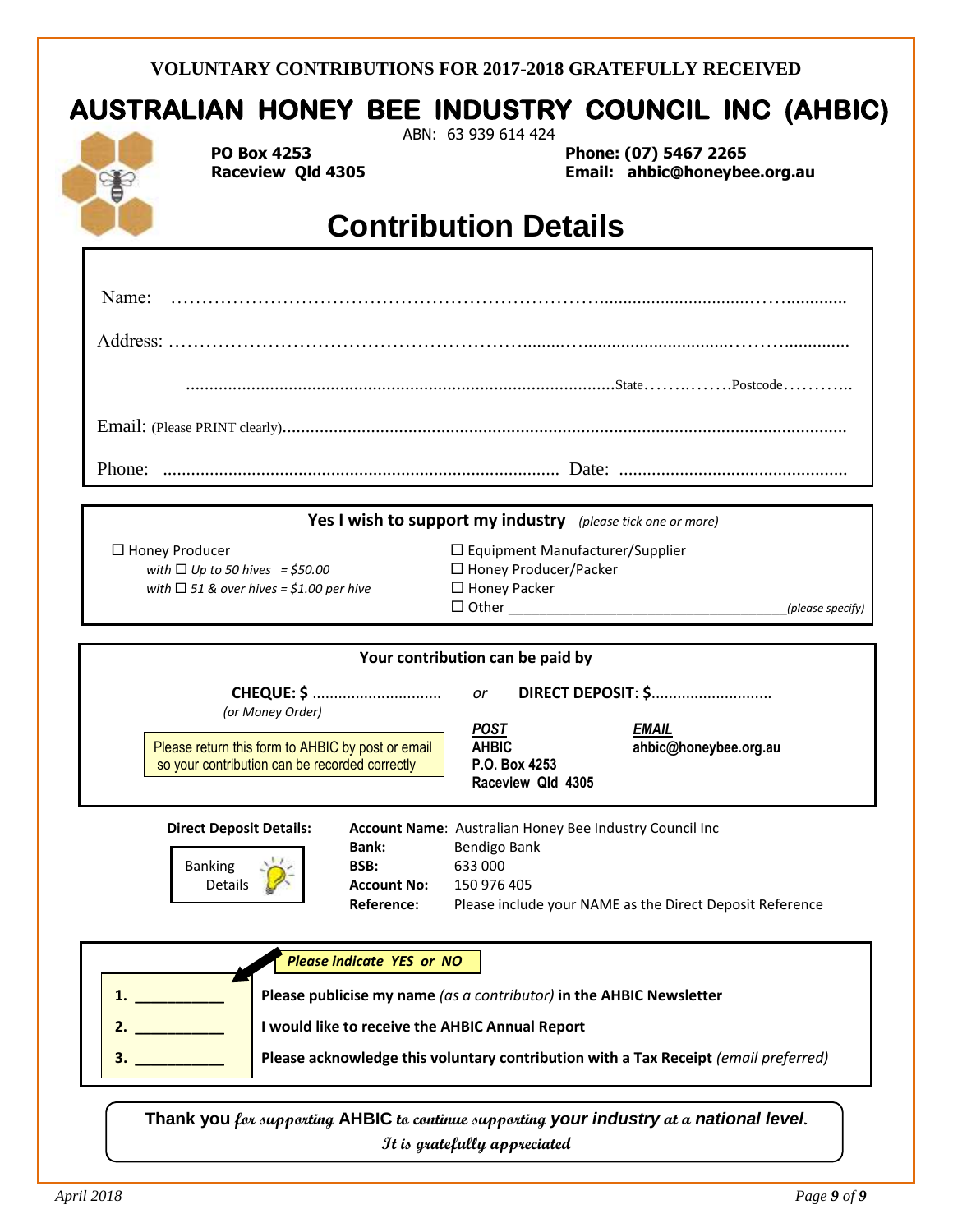**VOLUNTARY CONTRIBUTIONS FOR 2017-2018 GRATEFULLY RECEIVED**

# AUSTRALIAN HONEY BEE INDUSTRY COUNCIL INC (AHBIC)

ABN: 63 939 614 424

**PO Box 4253**
**Raceview Qld 4305**

**Phone: (07) 5467 2265**
**Email: ahbic@honeybee.org.au**

## Contribution Details

Name: ……………………………………………………………………………………………………

Address: ……………………………………………………………………………………………………

……………………………………………………………………State……………Postcode…………

Email: (Please PRINT clearly)……………………………………………………………………………

Phone: …………………………………………………………… Date: ……………………………………

**Yes I wish to support my industry** *(please tick one or more)*

- ☐ Honey Producer
  - *with ☐ Up to 50 hives = $50.00*
  - *with ☐ 51 & over hives = $1.00 per hive*
- ☐ Equipment Manufacturer/Supplier
- ☐ Honey Producer/Packer
- ☐ Honey Packer
- ☐ Other ____________________________________*(please specify)*

**Your contribution can be paid by**

**CHEQUE: $** ……………………… *or* **DIRECT DEPOSIT**: **$**………………………

*(or Money Order)*

Please return this form to AHBIC by post or email so your contribution can be recorded correctly

***POST***
**AHBIC**
**P.O. Box 4253**
**Raceview Qld 4305**

***EMAIL***
**ahbic@honeybee.org.au**

**Direct Deposit Details:**

Banking Details

| | |
|---|---|
| **Account Name**: | Australian Honey Bee Industry Council Inc |
| **Bank:** | Bendigo Bank |
| **BSB:** | 633 000 |
| **Account No:** | 150 976 405 |
| **Reference:** | Please include your NAME as the Direct Deposit Reference |

***Please indicate YES or NO***

**1.** __________ **Please publicise my name** *(as a contributor)* **in the AHBIC Newsletter**

**2.** __________ **I would like to receive the AHBIC Annual Report**

**3.** __________ **Please acknowledge this voluntary contribution with a Tax Receipt** *(email preferred)*

**Thank you** *for supporting* **AHBIC** *to continue supporting* ***your industry*** *at a* ***national level.***
*It is gratefully appreciated*

*April 2018*